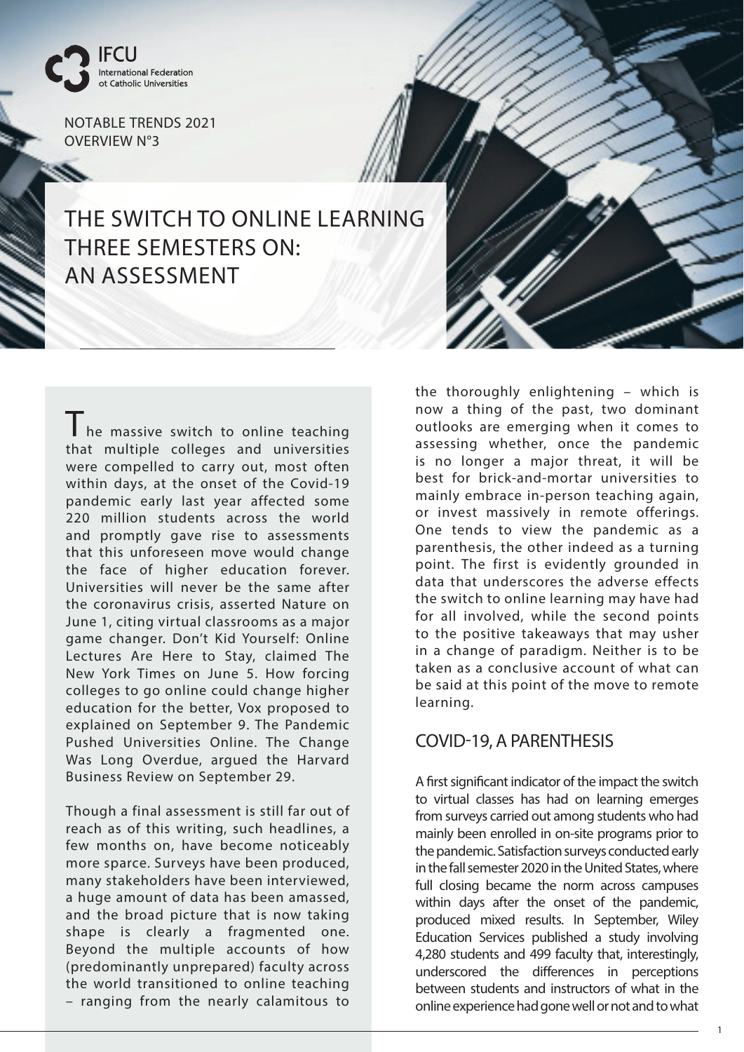IFCU
International Federation
ot Catholic Universities

NOTABLE TRENDS 2021
OVERVIEW N°3

# THE SWITCH TO ONLINE LEARNING THREE SEMESTERS ON: AN ASSESSMENT

The massive switch to online teaching that multiple colleges and universities were compelled to carry out, most often within days, at the onset of the Covid-19 pandemic early last year affected some 220 million students across the world and promptly gave rise to assessments that this unforeseen move would change the face of higher education forever. Universities will never be the same after the coronavirus crisis, asserted Nature on June 1, citing virtual classrooms as a major game changer. Don't Kid Yourself: Online Lectures Are Here to Stay, claimed The New York Times on June 5. How forcing colleges to go online could change higher education for the better, Vox proposed to explained on September 9. The Pandemic Pushed Universities Online. The Change Was Long Overdue, argued the Harvard Business Review on September 29.

Though a final assessment is still far out of reach as of this writing, such headlines, a few months on, have become noticeably more sparce. Surveys have been produced, many stakeholders have been interviewed, a huge amount of data has been amassed, and the broad picture that is now taking shape is clearly a fragmented one. Beyond the multiple accounts of how (predominantly unprepared) faculty across the world transitioned to online teaching – ranging from the nearly calamitous to the thoroughly enlightening – which is now a thing of the past, two dominant outlooks are emerging when it comes to assessing whether, once the pandemic is no longer a major threat, it will be best for brick-and-mortar universities to mainly embrace in-person teaching again, or invest massively in remote offerings. One tends to view the pandemic as a parenthesis, the other indeed as a turning point. The first is evidently grounded in data that underscores the adverse effects the switch to online learning may have had for all involved, while the second points to the positive takeaways that may usher in a change of paradigm. Neither is to be taken as a conclusive account of what can be said at this point of the move to remote learning.

## COVID-19, A PARENTHESIS

A first significant indicator of the impact the switch to virtual classes has had on learning emerges from surveys carried out among students who had mainly been enrolled in on-site programs prior to the pandemic. Satisfaction surveys conducted early in the fall semester 2020 in the United States, where full closing became the norm across campuses within days after the onset of the pandemic, produced mixed results. In September, Wiley Education Services published a study involving 4,280 students and 499 faculty that, interestingly, underscored the differences in perceptions between students and instructors of what in the online experience had gone well or not and to what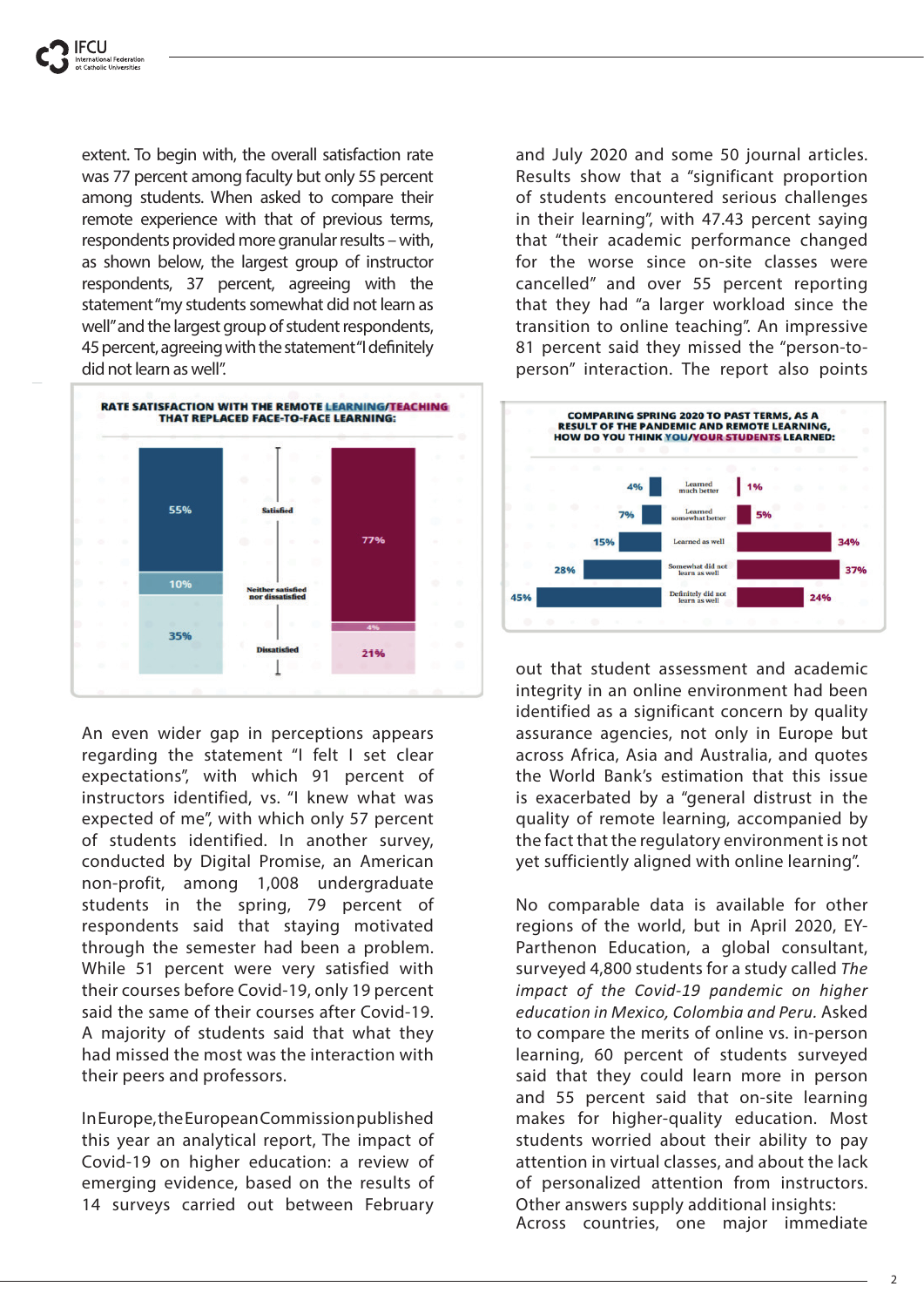extent. To begin with, the overall satisfaction rate was 77 percent among faculty but only 55 percent among students. When asked to compare their remote experience with that of previous terms, respondents provided more granular results – with, as shown below, the largest group of instructor respondents, 37 percent, agreeing with the statement "my students somewhat did not learn as well" and the largest group of student respondents, 45 percent, agreeing with the statement "I definitely did not learn as well".

**RATE SATISFACTION WITH THE REMOTE LEARNING/TEACHING THAT REPLACED FACE-TO-FACE LEARNING:**

| | Learning (students) | Teaching (instructors) |
|---|---|---|
| Satisfied | 55% | 77% |
| Neither satisfied nor dissatisfied | 10% | 4% |
| Dissatisfied | 35% | 21% |

An even wider gap in perceptions appears regarding the statement "I felt I set clear expectations", with which 91 percent of instructors identified, vs. "I knew what was expected of me", with which only 57 percent of students identified. In another survey, conducted by Digital Promise, an American non-profit, among 1,008 undergraduate students in the spring, 79 percent of respondents said that staying motivated through the semester had been a problem. While 51 percent were very satisfied with their courses before Covid-19, only 19 percent said the same of their courses after Covid-19. A majority of students said that what they had missed the most was the interaction with their peers and professors.

In Europe, the European Commission published this year an analytical report, The impact of Covid-19 on higher education: a review of emerging evidence, based on the results of 14 surveys carried out between February and July 2020 and some 50 journal articles. Results show that a "significant proportion of students encountered serious challenges in their learning", with 47.43 percent saying that "their academic performance changed for the worse since on-site classes were cancelled" and over 55 percent reporting that they had "a larger workload since the transition to online teaching". An impressive 81 percent said they missed the "person-to-person" interaction. The report also points

**COMPARING SPRING 2020 TO PAST TERMS, AS A RESULT OF THE PANDEMIC AND REMOTE LEARNING, HOW DO YOU THINK YOU/YOUR STUDENTS LEARNED:**

| | You (students) | Your students (instructors) |
|---|---|---|
| Learned much better | 4% | 1% |
| Learned somewhat better | 7% | 5% |
| Learned as well | 15% | 34% |
| Somewhat did not learn as well | 28% | 37% |
| Definitely did not learn as well | 45% | 24% |

out that student assessment and academic integrity in an online environment had been identified as a significant concern by quality assurance agencies, not only in Europe but across Africa, Asia and Australia, and quotes the World Bank's estimation that this issue is exacerbated by a "general distrust in the quality of remote learning, accompanied by the fact that the regulatory environment is not yet sufficiently aligned with online learning".

No comparable data is available for other regions of the world, but in April 2020, EY-Parthenon Education, a global consultant, surveyed 4,800 students for a study called *The impact of the Covid-19 pandemic on higher education in Mexico, Colombia and Peru.* Asked to compare the merits of online vs. in-person learning, 60 percent of students surveyed said that they could learn more in person and 55 percent said that on-site learning makes for higher-quality education. Most students worried about their ability to pay attention in virtual classes, and about the lack of personalized attention from instructors. Other answers supply additional insights: Across countries, one major immediate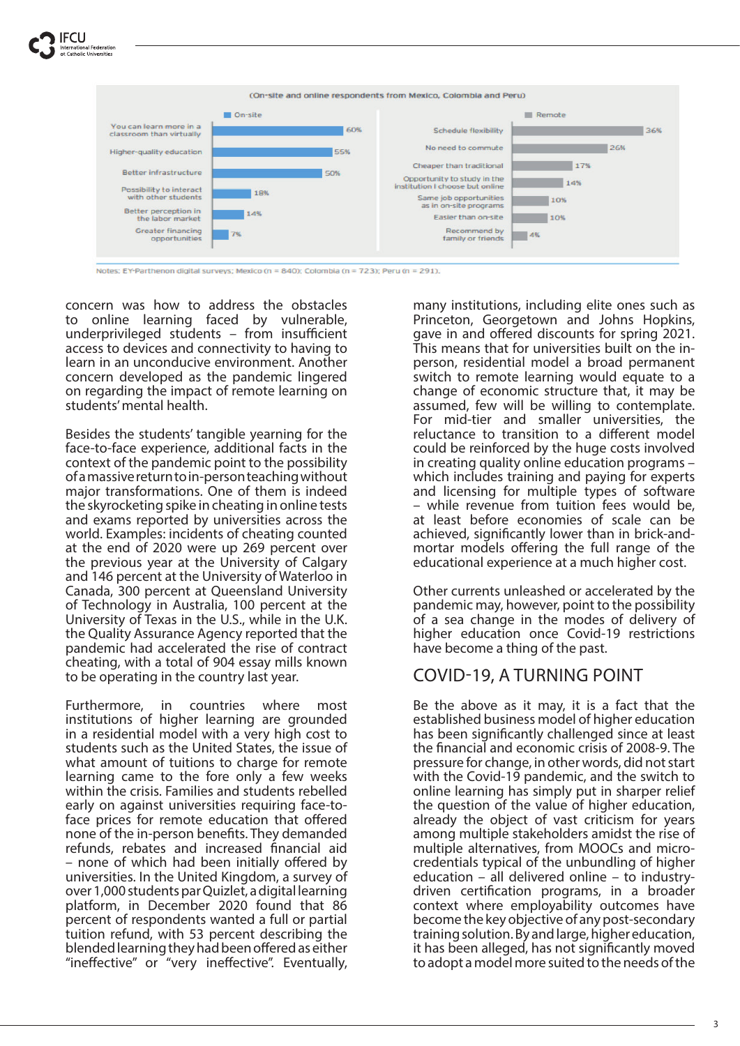(On-site and online respondents from Mexico, Colombia and Peru)

| On-site | | Remote | |
|---|---|---|---|
| You can learn more in a classroom than virtually | 60% | Schedule flexibility | 36% |
| Higher-quality education | 55% | No need to commute | 26% |
| Better infrastructure | 50% | Cheaper than traditional | 17% |
| Possibility to interact with other students | 18% | Opportunity to study in the institution I choose but online | 14% |
| Better perception in the labor market | 14% | Same job opportunities as in on-site programs | 10% |
| Greater financing opportunities | 7% | Easier than on-site | 10% |
| | | Recommend by family or friends | 4% |

Notes: EY-Parthenon digital surveys; Mexico (n = 840); Colombia (n = 723); Peru (n = 291).

concern was how to address the obstacles to online learning faced by vulnerable, underprivileged students – from insufficient access to devices and connectivity to having to learn in an unconducive environment. Another concern developed as the pandemic lingered on regarding the impact of remote learning on students' mental health.

Besides the students' tangible yearning for the face-to-face experience, additional facts in the context of the pandemic point to the possibility of a massive return to in-person teaching without major transformations. One of them is indeed the skyrocketing spike in cheating in online tests and exams reported by universities across the world. Examples: incidents of cheating counted at the end of 2020 were up 269 percent over the previous year at the University of Calgary and 146 percent at the University of Waterloo in Canada, 300 percent at Queensland University of Technology in Australia, 100 percent at the University of Texas in the U.S., while in the U.K. the Quality Assurance Agency reported that the pandemic had accelerated the rise of contract cheating, with a total of 904 essay mills known to be operating in the country last year.

Furthermore, in countries where most institutions of higher learning are grounded in a residential model with a very high cost to students such as the United States, the issue of what amount of tuitions to charge for remote learning came to the fore only a few weeks within the crisis. Families and students rebelled early on against universities requiring face-to-face prices for remote education that offered none of the in-person benefits. They demanded refunds, rebates and increased financial aid – none of which had been initially offered by universities. In the United Kingdom, a survey of over 1,000 students par Quizlet, a digital learning platform, in December 2020 found that 86 percent of respondents wanted a full or partial tuition refund, with 53 percent describing the blended learning they had been offered as either "ineffective" or "very ineffective". Eventually, many institutions, including elite ones such as Princeton, Georgetown and Johns Hopkins, gave in and offered discounts for spring 2021. This means that for universities built on the in-person, residential model a broad permanent switch to remote learning would equate to a change of economic structure that, it may be assumed, few will be willing to contemplate. For mid-tier and smaller universities, the reluctance to transition to a different model could be reinforced by the huge costs involved in creating quality online education programs – which includes training and paying for experts and licensing for multiple types of software – while revenue from tuition fees would be, at least before economies of scale can be achieved, significantly lower than in brick-and-mortar models offering the full range of the educational experience at a much higher cost.

Other currents unleashed or accelerated by the pandemic may, however, point to the possibility of a sea change in the modes of delivery of higher education once Covid-19 restrictions have become a thing of the past.

## COVID-19, A TURNING POINT

Be the above as it may, it is a fact that the established business model of higher education has been significantly challenged since at least the financial and economic crisis of 2008-9. The pressure for change, in other words, did not start with the Covid-19 pandemic, and the switch to online learning has simply put in sharper relief the question of the value of higher education, already the object of vast criticism for years among multiple stakeholders amidst the rise of multiple alternatives, from MOOCs and micro-credentials typical of the unbundling of higher education – all delivered online – to industry-driven certification programs, in a broader context where employability outcomes have become the key objective of any post-secondary training solution. By and large, higher education, it has been alleged, has not significantly moved to adopt a model more suited to the needs of the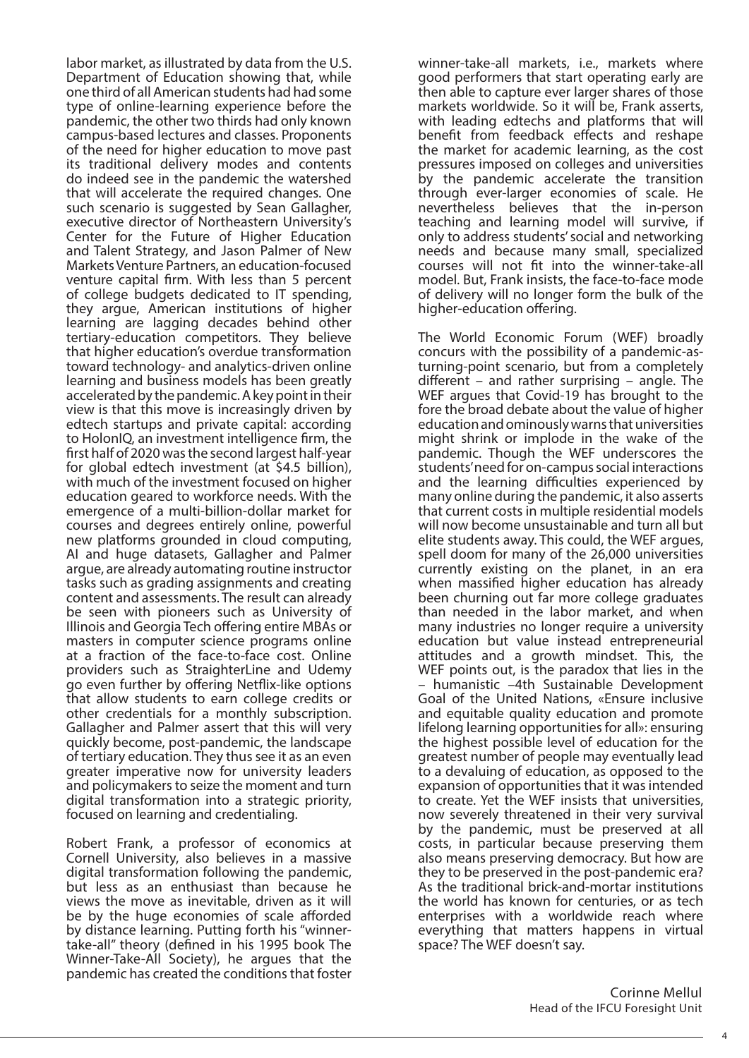labor market, as illustrated by data from the U.S. Department of Education showing that, while one third of all American students had had some type of online-learning experience before the pandemic, the other two thirds had only known campus-based lectures and classes. Proponents of the need for higher education to move past its traditional delivery modes and contents do indeed see in the pandemic the watershed that will accelerate the required changes. One such scenario is suggested by Sean Gallagher, executive director of Northeastern University's Center for the Future of Higher Education and Talent Strategy, and Jason Palmer of New Markets Venture Partners, an education-focused venture capital firm. With less than 5 percent of college budgets dedicated to IT spending, they argue, American institutions of higher learning are lagging decades behind other tertiary-education competitors. They believe that higher education's overdue transformation toward technology- and analytics-driven online learning and business models has been greatly accelerated by the pandemic. A key point in their view is that this move is increasingly driven by edtech startups and private capital: according to HolonIQ, an investment intelligence firm, the first half of 2020 was the second largest half-year for global edtech investment (at $4.5 billion), with much of the investment focused on higher education geared to workforce needs. With the emergence of a multi-billion-dollar market for courses and degrees entirely online, powerful new platforms grounded in cloud computing, AI and huge datasets, Gallagher and Palmer argue, are already automating routine instructor tasks such as grading assignments and creating content and assessments. The result can already be seen with pioneers such as University of Illinois and Georgia Tech offering entire MBAs or masters in computer science programs online at a fraction of the face-to-face cost. Online providers such as StraighterLine and Udemy go even further by offering Netflix-like options that allow students to earn college credits or other credentials for a monthly subscription. Gallagher and Palmer assert that this will very quickly become, post-pandemic, the landscape of tertiary education. They thus see it as an even greater imperative now for university leaders and policymakers to seize the moment and turn digital transformation into a strategic priority, focused on learning and credentialing.

Robert Frank, a professor of economics at Cornell University, also believes in a massive digital transformation following the pandemic, but less as an enthusiast than because he views the move as inevitable, driven as it will be by the huge economies of scale afforded by distance learning. Putting forth his "winner-take-all" theory (defined in his 1995 book The Winner-Take-All Society), he argues that the pandemic has created the conditions that foster winner-take-all markets, i.e., markets where good performers that start operating early are then able to capture ever larger shares of those markets worldwide. So it will be, Frank asserts, with leading edtechs and platforms that will benefit from feedback effects and reshape the market for academic learning, as the cost pressures imposed on colleges and universities by the pandemic accelerate the transition through ever-larger economies of scale. He nevertheless believes that the in-person teaching and learning model will survive, if only to address students' social and networking needs and because many small, specialized courses will not fit into the winner-take-all model. But, Frank insists, the face-to-face mode of delivery will no longer form the bulk of the higher-education offering.

The World Economic Forum (WEF) broadly concurs with the possibility of a pandemic-as-turning-point scenario, but from a completely different – and rather surprising – angle. The WEF argues that Covid-19 has brought to the fore the broad debate about the value of higher education and ominously warns that universities might shrink or implode in the wake of the pandemic. Though the WEF underscores the students' need for on-campus social interactions and the learning difficulties experienced by many online during the pandemic, it also asserts that current costs in multiple residential models will now become unsustainable and turn all but elite students away. This could, the WEF argues, spell doom for many of the 26,000 universities currently existing on the planet, in an era when massified higher education has already been churning out far more college graduates than needed in the labor market, and when many industries no longer require a university education but value instead entrepreneurial attitudes and a growth mindset. This, the WEF points out, is the paradox that lies in the – humanistic –4th Sustainable Development Goal of the United Nations, «Ensure inclusive and equitable quality education and promote lifelong learning opportunities for all»: ensuring the highest possible level of education for the greatest number of people may eventually lead to a devaluing of education, as opposed to the expansion of opportunities that it was intended to create. Yet the WEF insists that universities, now severely threatened in their very survival by the pandemic, must be preserved at all costs, in particular because preserving them also means preserving democracy. But how are they to be preserved in the post-pandemic era? As the traditional brick-and-mortar institutions the world has known for centuries, or as tech enterprises with a worldwide reach where everything that matters happens in virtual space? The WEF doesn't say.

Corinne Mellul
Head of the IFCU Foresight Unit